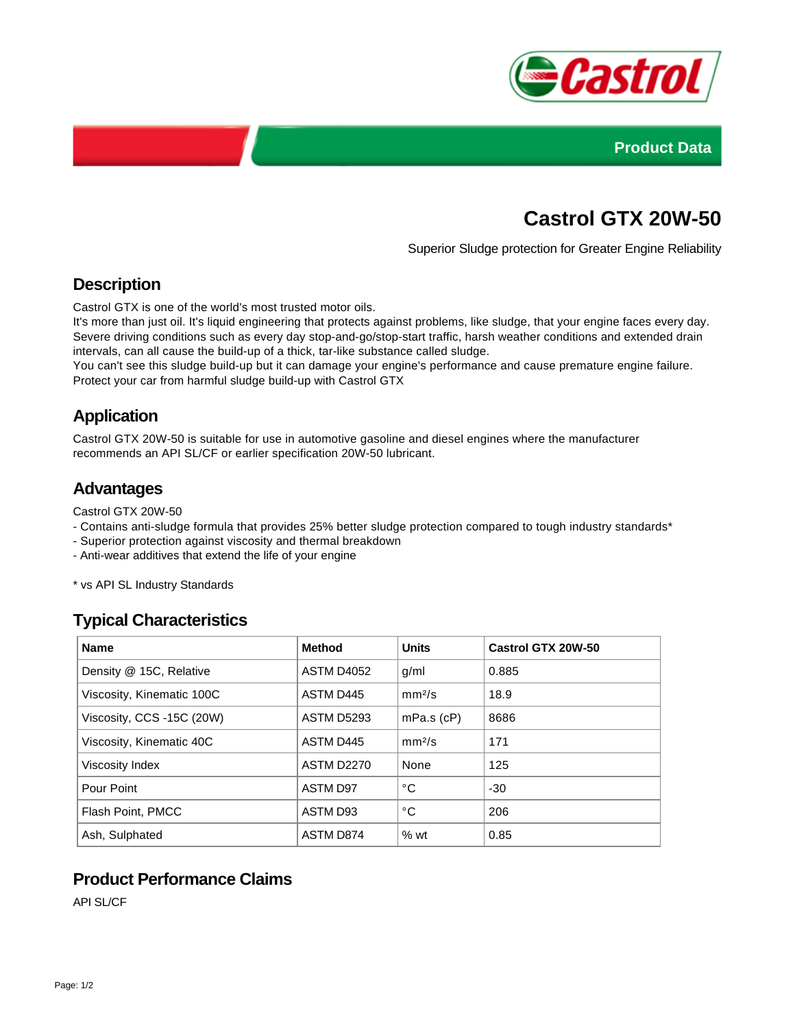Product Data

# Castrol GTX 20W-50

Superior Sludge protection for Greater Engine Reliability

## Description

Castrol GTX is one of the world's most trusted motor oils.
It's more than just oil. It's liquid engineering that protects against problems, like sludge, that your engine faces every day.
Severe driving conditions such as every day stop-and-go/stop-start traffic, harsh weather conditions and extended drain intervals, can all cause the build-up of a thick, tar-like substance called sludge.
You can't see this sludge build-up but it can damage your engine's performance and cause premature engine failure.
Protect your car from harmful sludge build-up with Castrol GTX

## Application

Castrol GTX 20W-50 is suitable for use in automotive gasoline and diesel engines where the manufacturer recommends an API SL/CF or earlier specification 20W-50 lubricant.

## Advantages

Castrol GTX 20W-50
- Contains anti-sludge formula that provides 25% better sludge protection compared to tough industry standards*
- Superior protection against viscosity and thermal breakdown
- Anti-wear additives that extend the life of your engine

* vs API SL Industry Standards

## Typical Characteristics

| Name | Method | Units | Castrol GTX 20W-50 |
|---|---|---|---|
| Density @ 15C, Relative | ASTM D4052 | g/ml | 0.885 |
| Viscosity, Kinematic 100C | ASTM D445 | $mm^2/s$ | 18.9 |
| Viscosity, CCS -15C (20W) | ASTM D5293 | mPa.s (cP) | 8686 |
| Viscosity, Kinematic 40C | ASTM D445 | $mm^2/s$ | 171 |
| Viscosity Index | ASTM D2270 | None | 125 |
| Pour Point | ASTM D97 | °C | -30 |
| Flash Point, PMCC | ASTM D93 | °C | 206 |
| Ash, Sulphated | ASTM D874 | % wt | 0.85 |

## Product Performance Claims

API SL/CF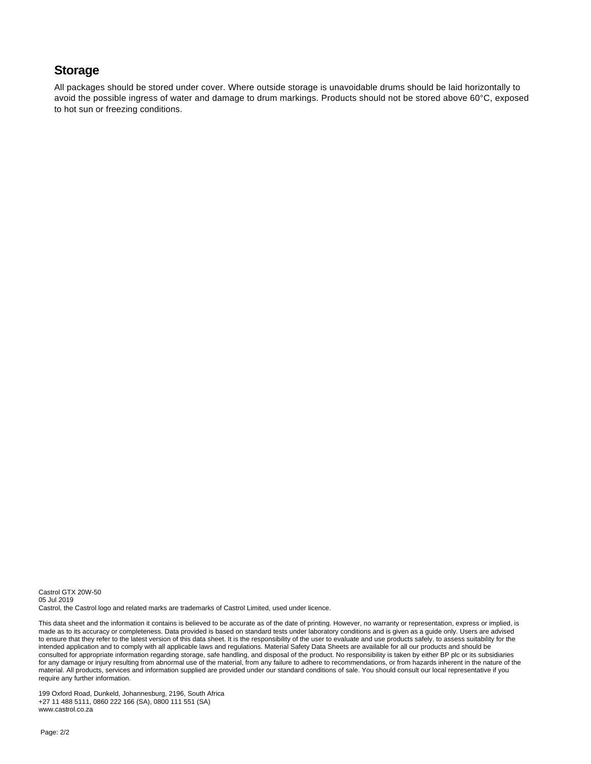## Storage

All packages should be stored under cover. Where outside storage is unavoidable drums should be laid horizontally to avoid the possible ingress of water and damage to drum markings. Products should not be stored above 60°C, exposed to hot sun or freezing conditions.

Castrol GTX 20W-50
05 Jul 2019
Castrol, the Castrol logo and related marks are trademarks of Castrol Limited, used under licence.

This data sheet and the information it contains is believed to be accurate as of the date of printing. However, no warranty or representation, express or implied, is made as to its accuracy or completeness. Data provided is based on standard tests under laboratory conditions and is given as a guide only. Users are advised to ensure that they refer to the latest version of this data sheet. It is the responsibility of the user to evaluate and use products safely, to assess suitability for the intended application and to comply with all applicable laws and regulations. Material Safety Data Sheets are available for all our products and should be consulted for appropriate information regarding storage, safe handling, and disposal of the product. No responsibility is taken by either BP plc or its subsidiaries for any damage or injury resulting from abnormal use of the material, from any failure to adhere to recommendations, or from hazards inherent in the nature of the material. All products, services and information supplied are provided under our standard conditions of sale. You should consult our local representative if you require any further information.

199 Oxford Road, Dunkeld, Johannesburg, 2196, South Africa
+27 11 488 5111, 0860 222 166 (SA), 0800 111 551 (SA)
www.castrol.co.za